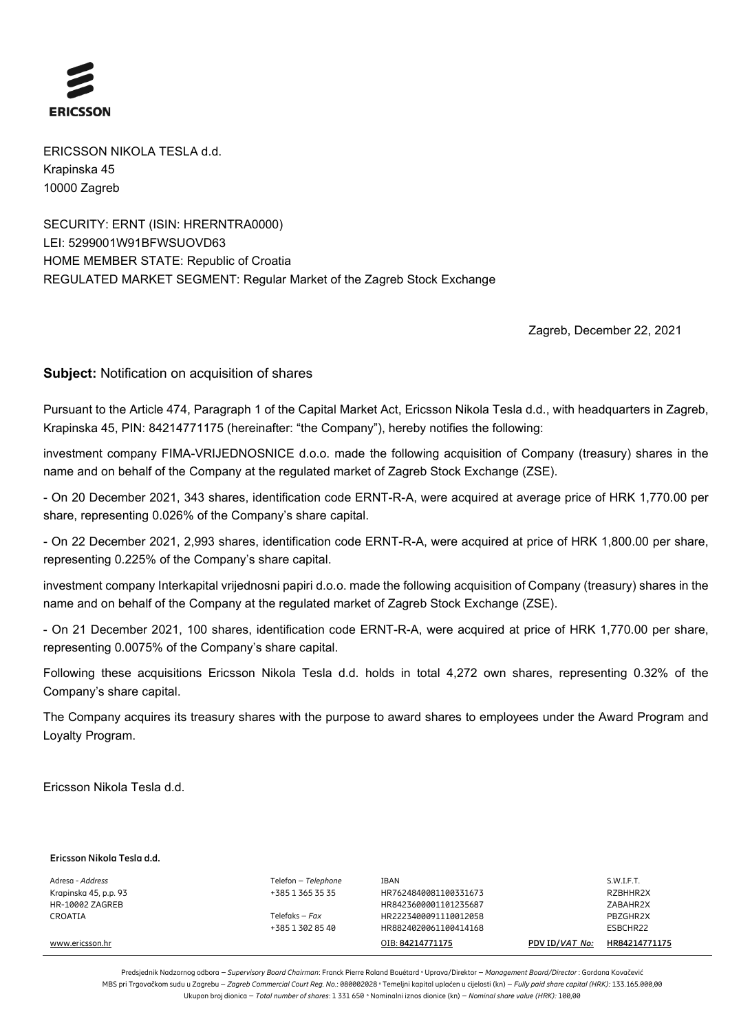**ERICSSON**

ERICSSON NIKOLA TESLA d.d.
Krapinska 45
10000 Zagreb

SECURITY: ERNT (ISIN: HRERNTRA0000)
LEI: 5299001W91BFWSUOVD63
HOME MEMBER STATE: Republic of Croatia
REGULATED MARKET SEGMENT: Regular Market of the Zagreb Stock Exchange

Zagreb, December 22, 2021

**Subject:** Notification on acquisition of shares

Pursuant to the Article 474, Paragraph 1 of the Capital Market Act, Ericsson Nikola Tesla d.d., with headquarters in Zagreb, Krapinska 45, PIN: 84214771175 (hereinafter: "the Company"), hereby notifies the following:

investment company FIMA-VRIJEDNOSNICE d.o.o. made the following acquisition of Company (treasury) shares in the name and on behalf of the Company at the regulated market of Zagreb Stock Exchange (ZSE).

- On 20 December 2021, 343 shares, identification code ERNT-R-A, were acquired at average price of HRK 1,770.00 per share, representing 0.026% of the Company's share capital.

- On 22 December 2021, 2,993 shares, identification code ERNT-R-A, were acquired at price of HRK 1,800.00 per share, representing 0.225% of the Company's share capital.

investment company Interkapital vrijednosni papiri d.o.o. made the following acquisition of Company (treasury) shares in the name and on behalf of the Company at the regulated market of Zagreb Stock Exchange (ZSE).

- On 21 December 2021, 100 shares, identification code ERNT-R-A, were acquired at price of HRK 1,770.00 per share, representing 0.0075% of the Company's share capital.

Following these acquisitions Ericsson Nikola Tesla d.d. holds in total 4,272 own shares, representing 0.32% of the Company's share capital.

The Company acquires its treasury shares with the purpose to award shares to employees under the Award Program and Loyalty Program.

Ericsson Nikola Tesla d.d.

**Ericsson Nikola Tesla d.d.**

| Adresa - *Address* | Telefon – *Telephone* | IBAN | | S.W.I.F.T. |
|---|---|---|---|---|
| Krapinska 45, p.p. 93 | +385 1 365 35 35 | HR7624840081100331673 | | RZBHHR2X |
| HR-10002 ZAGREB | | HR8423600001101235687 | | ZABAHR2X |
| CROATIA | Telefaks – *Fax* | HR2223400091110012058 | | PBZGHR2X |
| | +385 1 302 85 40 | HR8824020061100414168 | | ESBCHR22 |
| www.ericsson.hr | | OIB: **84214771175** | **PDV ID/*VAT No:*** | **HR84214771175** |

Predsjednik Nadzornog odbora – *Supervisory Board Chairman*: Franck Pierre Roland Bouétard • Uprava/Direktor – *Management Board/Director* : Gordana Kovačević
MBS pri Trgovačkom sudu u Zagrebu – *Zagreb Commercial Court Reg. No.*: 080002028 • Temeljni kapital uplaćen u cijelosti (kn) – *Fully paid share capital (HRK)*: 133.165.000,00
Ukupan broj dionica – *Total number of shares*: 1 331 650 • Nominalni iznos dionice (kn) – *Nominal share value (HRK)*: 100,00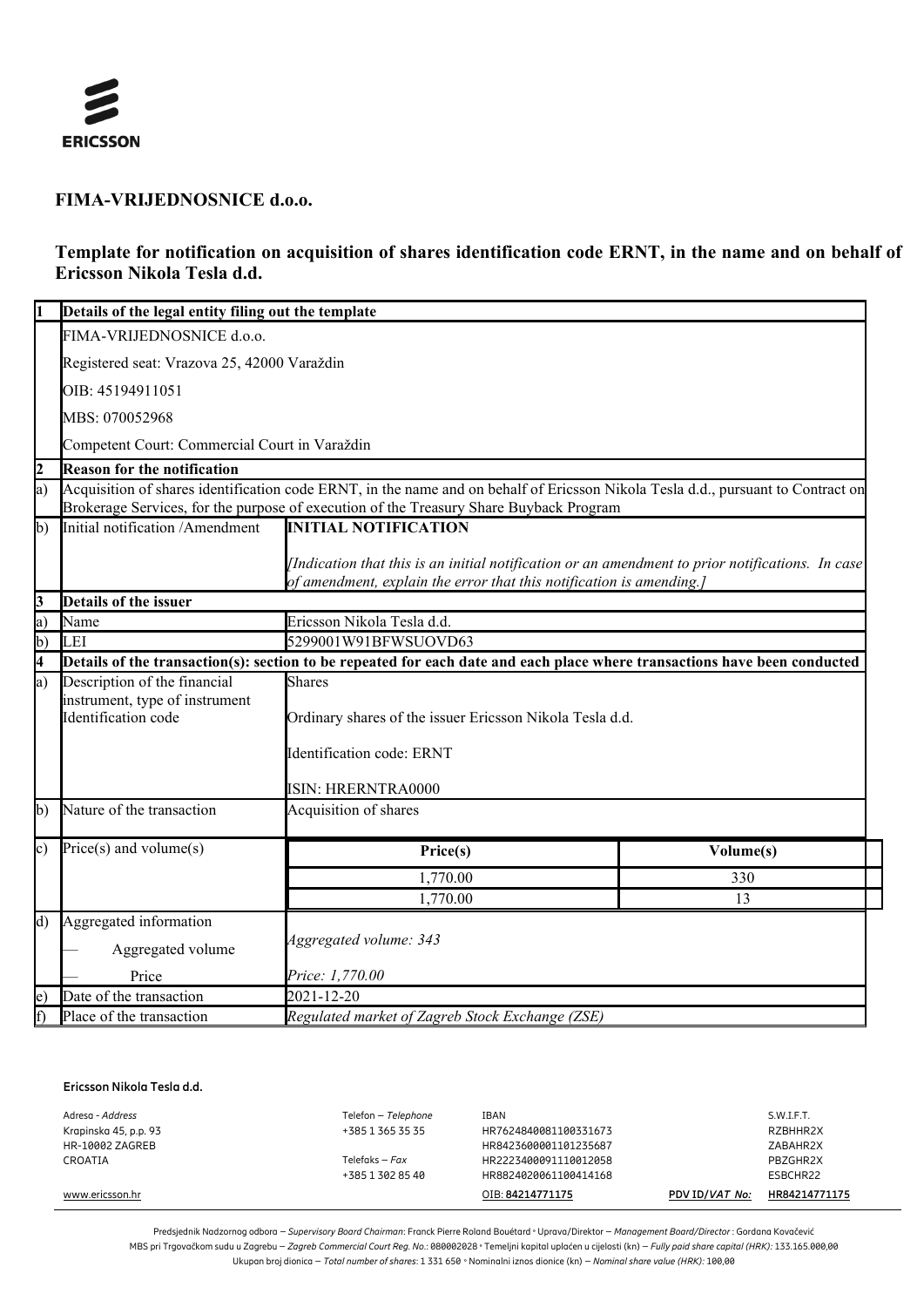ERICSSON

## FIMA-VRIJEDNOSNICE d.o.o.

## Template for notification on acquisition of shares identification code ERNT, in the name and on behalf of Ericsson Nikola Tesla d.d.

| 1 | **Details of the legal entity filing out the template** | | |
|---|---|---|---|
| | FIMA-VRIJEDNOSNICE d.o.o. | | |
| | Registered seat: Vrazova 25, 42000 Varaždin | | |
| | OIB: 45194911051 | | |
| | MBS: 070052968 | | |
| | Competent Court: Commercial Court in Varaždin | | |
| **2** | **Reason for the notification** | | |
| a) | Acquisition of shares identification code ERNT, in the name and on behalf of Ericsson Nikola Tesla d.d., pursuant to Contract on Brokerage Services, for the purpose of execution of the Treasury Share Buyback Program | | |
| b) | Initial notification /Amendment | **INITIAL NOTIFICATION**<br><br>*[Indication that this is an initial notification or an amendment to prior notifications. In case of amendment, explain the error that this notification is amending.]* | |
| **3** | **Details of the issuer** | | |
| a) | Name | Ericsson Nikola Tesla d.d. | |
| b) | LEI | 5299001W91BFWSUOVD63 | |
| **4** | **Details of the transaction(s): section to be repeated for each date and each place where transactions have been conducted** | | |
| a) | Description of the financial instrument, type of instrument<br>Identification code | Shares<br><br>Ordinary shares of the issuer Ericsson Nikola Tesla d.d.<br><br>Identification code: ERNT<br><br>ISIN: HRERNTRA0000 | |
| b) | Nature of the transaction | Acquisition of shares | |
| c) | Price(s) and volume(s) | **Price(s)** | **Volume(s)** |
| | | 1,770.00 | 330 |
| | | 1,770.00 | 13 |
| d) | Aggregated information<br>— Aggregated volume<br>— Price | *Aggregated volume: 343*<br><br>*Price: 1,770.00* | |
| e) | Date of the transaction | 2021-12-20 | |
| f) | Place of the transaction | *Regulated market of Zagreb Stock Exchange (ZSE)* | |

**Ericsson Nikola Tesla d.d.**

Adresa - *Address*
Krapinska 45, p.p. 93
HR-10002 ZAGREB
CROATIA

www.ericsson.hr

Telefon – *Telephone*
+385 1 365 35 35

Telefaks – *Fax*
+385 1 302 85 40

| IBAN | S.W.I.F.T. |
|---|---|
| HR7624840081100331673 | RZBHHR2X |
| HR8423600001101235687 | ZABAHR2X |
| HR2223400091110012058 | PBZGHR2X |
| HR8824020061100414168 | ESBCHR22 |

OIB: **84214771175** PDV ID/*VAT No:* **HR84214771175**

Predsjednik Nadzornog odbora – *Supervisory Board Chairman*: Franck Pierre Roland Bouétard • Uprava/Direktor – *Management Board/Director* : Gordana Kovačević
MBS pri Trgovačkom sudu u Zagrebu – *Zagreb Commercial Court Reg. No.*: 080002028 • Temeljni kapital uplaćen u cijelosti (kn) – *Fully paid share capital (HRK)*: 133.165.000,00
Ukupan broj dionica – *Total number of shares*: 1 331 650 • Nominalni iznos dionice (kn) – *Nominal share value (HRK)*: 100,00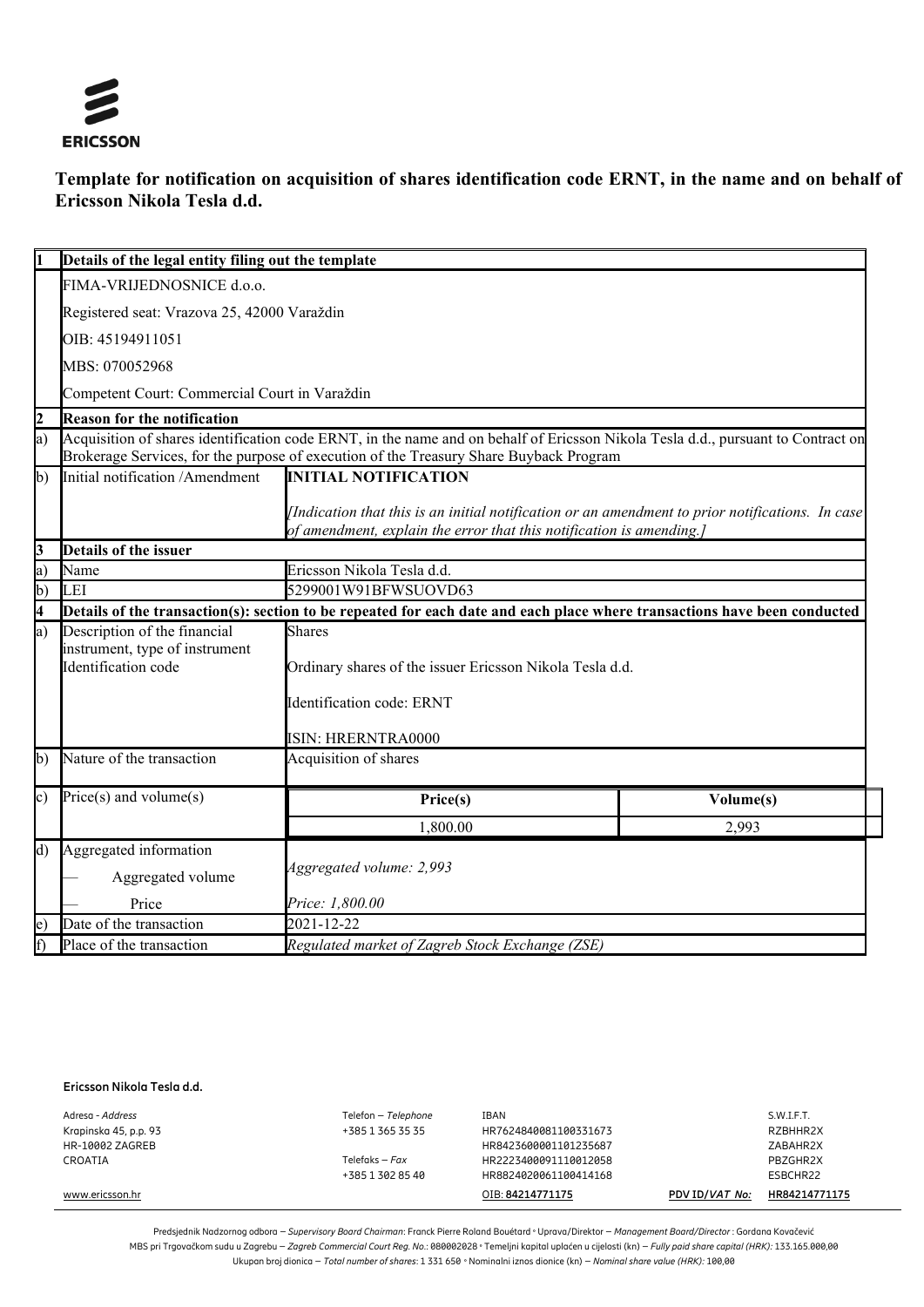**ERICSSON**

# Template for notification on acquisition of shares identification code ERNT, in the name and on behalf of Ericsson Nikola Tesla d.d.

| 1 | Details of the legal entity filing out the template | | |
|---|---|---|---|
| | FIMA-VRIJEDNOSNICE d.o.o. | | |
| | Registered seat: Vrazova 25, 42000 Varaždin | | |
| | OIB: 45194911051 | | |
| | MBS: 070052968 | | |
| | Competent Court: Commercial Court in Varaždin | | |
| **2** | **Reason for the notification** | | |
| a) | Acquisition of shares identification code ERNT, in the name and on behalf of Ericsson Nikola Tesla d.d., pursuant to Contract on Brokerage Services, for the purpose of execution of the Treasury Share Buyback Program | | |
| b) | Initial notification /Amendment | **INITIAL NOTIFICATION** *[Indication that this is an initial notification or an amendment to prior notifications. In case of amendment, explain the error that this notification is amending.]* | |
| **3** | **Details of the issuer** | | |
| a) | Name | Ericsson Nikola Tesla d.d. | |
| b) | LEI | 5299001W91BFWSUOVD63 | |
| **4** | **Details of the transaction(s): section to be repeated for each date and each place where transactions have been conducted** | | |
| a) | Description of the financial instrument, type of instrument Identification code | Shares Ordinary shares of the issuer Ericsson Nikola Tesla d.d. Identification code: ERNT ISIN: HRERNTRA0000 | |
| b) | Nature of the transaction | Acquisition of shares | |
| c) | Price(s) and volume(s) | **Price(s)** | **Volume(s)** |
| | | 1,800.00 | 2,993 |
| d) | Aggregated information — Aggregated volume — Price | *Aggregated volume: 2,993* *Price: 1,800.00* | |
| e) | Date of the transaction | 2021-12-22 | |
| f) | Place of the transaction | *Regulated market of Zagreb Stock Exchange (ZSE)* | |

**Ericsson Nikola Tesla d.d.**

Adresa - *Address*
Krapinska 45, p.p. 93
HR-10002 ZAGREB
CROATIA

Telefon – *Telephone*
+385 1 365 35 35

Telefaks – *Fax*
+385 1 302 85 40

| IBAN | S.W.I.F.T. |
|---|---|
| HR7624840081100331673 | RZBHHR2X |
| HR8423600001101235687 | ZABAHR2X |
| HR2223400091110012058 | PBZGHR2X |
| HR8824020061100414168 | ESBCHR22 |

www.ericsson.hr

OIB: **84214771175** PDV ID/*VAT No:* **HR84214771175**

Predsjednik Nadzornog odbora – *Supervisory Board Chairman*: Franck Pierre Roland Bouétard • Uprava/Direktor – *Management Board/Director* : Gordana Kovačević
MBS pri Trgovačkom sudu u Zagrebu – *Zagreb Commercial Court Reg. No.*: 080002028 • Temeljni kapital uplaćen u cijelosti (kn) – *Fully paid share capital (HRK)*: 133.165.000,00
Ukupan broj dionica – *Total number of shares*: 1 331 650 • Nominalni iznos dionice (kn) – *Nominal share value (HRK)*: 100,00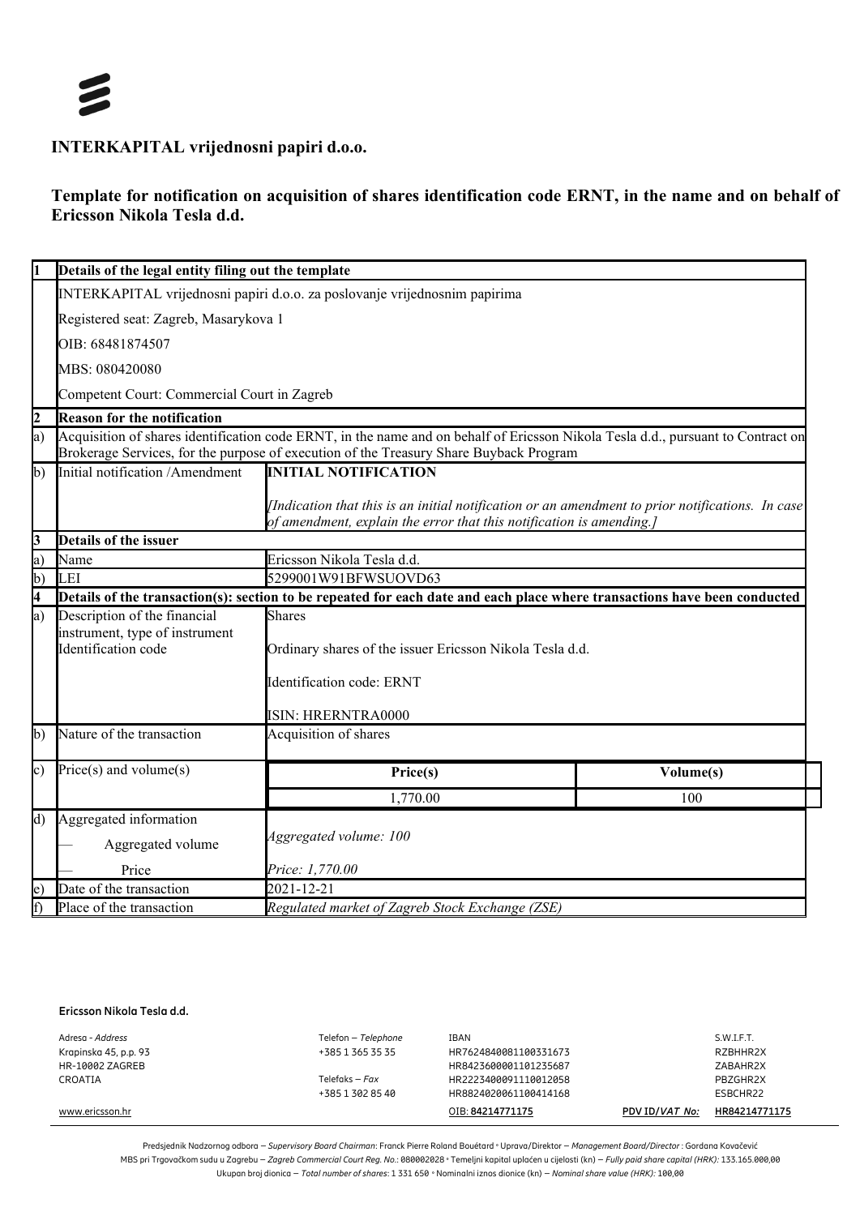**INTERKAPITAL vrijednosni papiri d.o.o.**

**Template for notification on acquisition of shares identification code ERNT, in the name and on behalf of Ericsson Nikola Tesla d.d.**

| | | | |
|---|---|---|---|
| **1** | **Details of the legal entity filing out the template** | | |
| | INTERKAPITAL vrijednosni papiri d.o.o. za poslovanje vrijednosnim papirima | | |
| | Registered seat: Zagreb, Masarykova 1 | | |
| | OIB: 68481874507 | | |
| | MBS: 080420080 | | |
| | Competent Court: Commercial Court in Zagreb | | |
| **2** | **Reason for the notification** | | |
| a) | Acquisition of shares identification code ERNT, in the name and on behalf of Ericsson Nikola Tesla d.d., pursuant to Contract on Brokerage Services, for the purpose of execution of the Treasury Share Buyback Program | | |
| b) | Initial notification /Amendment | **INITIAL NOTIFICATION**<br><br>*[Indication that this is an initial notification or an amendment to prior notifications. In case of amendment, explain the error that this notification is amending.]* | |
| **3** | **Details of the issuer** | | |
| a) | Name | Ericsson Nikola Tesla d.d. | |
| b) | LEI | 5299001W91BFWSUOVD63 | |
| **4** | **Details of the transaction(s): section to be repeated for each date and each place where transactions have been conducted** | | |
| a) | Description of the financial instrument, type of instrument<br>Identification code | Shares<br><br>Ordinary shares of the issuer Ericsson Nikola Tesla d.d.<br><br>Identification code: ERNT<br><br>ISIN: HRERNTRA0000 | |
| b) | Nature of the transaction | Acquisition of shares | |
| c) | Price(s) and volume(s) | **Price(s)** | **Volume(s)** |
| | | 1,770.00 | 100 |
| d) | Aggregated information<br>— Aggregated volume<br>— Price | *Aggregated volume: 100*<br><br>*Price: 1,770.00* | |
| e) | Date of the transaction | 2021-12-21 | |
| f) | Place of the transaction | *Regulated market of Zagreb Stock Exchange (ZSE)* | |

**Ericsson Nikola Tesla d.d.**

Adresa - *Address*
Krapinska 45, p.p. 93
HR-10002 ZAGREB
CROATIA

www.ericsson.hr

Telefon – *Telephone*
+385 1 365 35 35

Telefaks – *Fax*
+385 1 302 85 40

| IBAN | S.W.I.F.T. |
|---|---|
| HR7624840081100331673 | RZBHHR2X |
| HR8423600001101235687 | ZABAHR2X |
| HR2223400091110012058 | PBZGHR2X |
| HR8824020061100414168 | ESBCHR22 |

OIB: **84214771175** PDV ID/*VAT No:* **HR84214771175**

Predsjednik Nadzornog odbora – *Supervisory Board Chairman*: Franck Pierre Roland Bouétard • Uprava/Direktor – *Management Board/Director* : Gordana Kovačević
MBS pri Trgovačkom sudu u Zagrebu – *Zagreb Commercial Court Reg. No.*: 080002028 • Temeljni kapital uplaćen u cijelosti (kn) – *Fully paid share capital (HRK)*: 133.165.000,00
Ukupan broj dionica – *Total number of shares*: 1 331 650 • Nominalni iznos dionice (kn) – *Nominal share value (HRK)*: 100,00